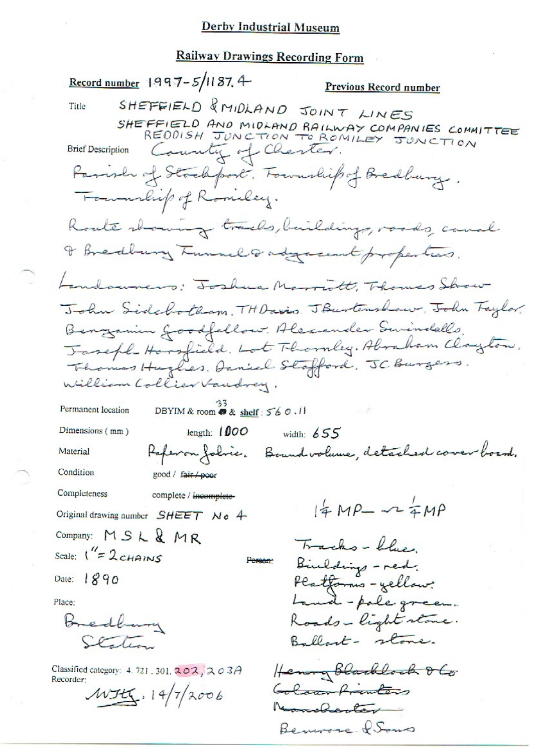# Derby Industrial Museum

## Railway Drawings Recording Form

**Record number** 1997-5/1187.4

**Previous Record number**

Title: SHEFFIELD & MIDLAND JOINT LINES
SHEFFIELD AND MIDLAND RAILWAY COMPANIES COMMITTEE
REDDISH JUNCTION TO ROMILEY JUNCTION

Brief Description: County of Chester.
Parish of Stockport. Township of Bredbury.
Township of Romiley.

Route showing tracks, buildings, roads, canal & Bredbury Tunnel & adjacent properties.

Landowners: Joshua Marriott, Thomas Shaw
John Sidebotham, TH Davis, J Burtenshaw, John Taylor, Benjamin Goodfellow, Alexander Swindells, Joseph Horsfield, Lot Thornley, Abraham Clayton, Thomas Hughes, Daniel Stafford, JC Burgess.
William Collier Vaudrey.

Permanent location: DBYIM & room 33 & shelf: 560.11

Dimensions (mm): length: 1000 width: 655

Material: Paper on fabric. Bound volume, detached cover board.

Condition: good / ~~fair / poor~~

Completeness: complete / ~~incomplete~~

Original drawing number: SHEET No 4

1¼ MP — 2¼ MP

Company: MSL & MR

Scale: 1" = 2 CHAINS

~~Person:~~

Date: 1890

Place:
Bredbury Station

Tracks - blue.
Buildings - red.
Platforms - yellow.
Land - pale green.
Roads - light stone.
Ballast - stone.

Classified category: 4.721.301.202, 203A

Recorder:
WJHG. 14/7/2006

~~Henry Blacklock & Co~~
~~Colour Printers~~
~~Manchester~~
Bemrose & Sons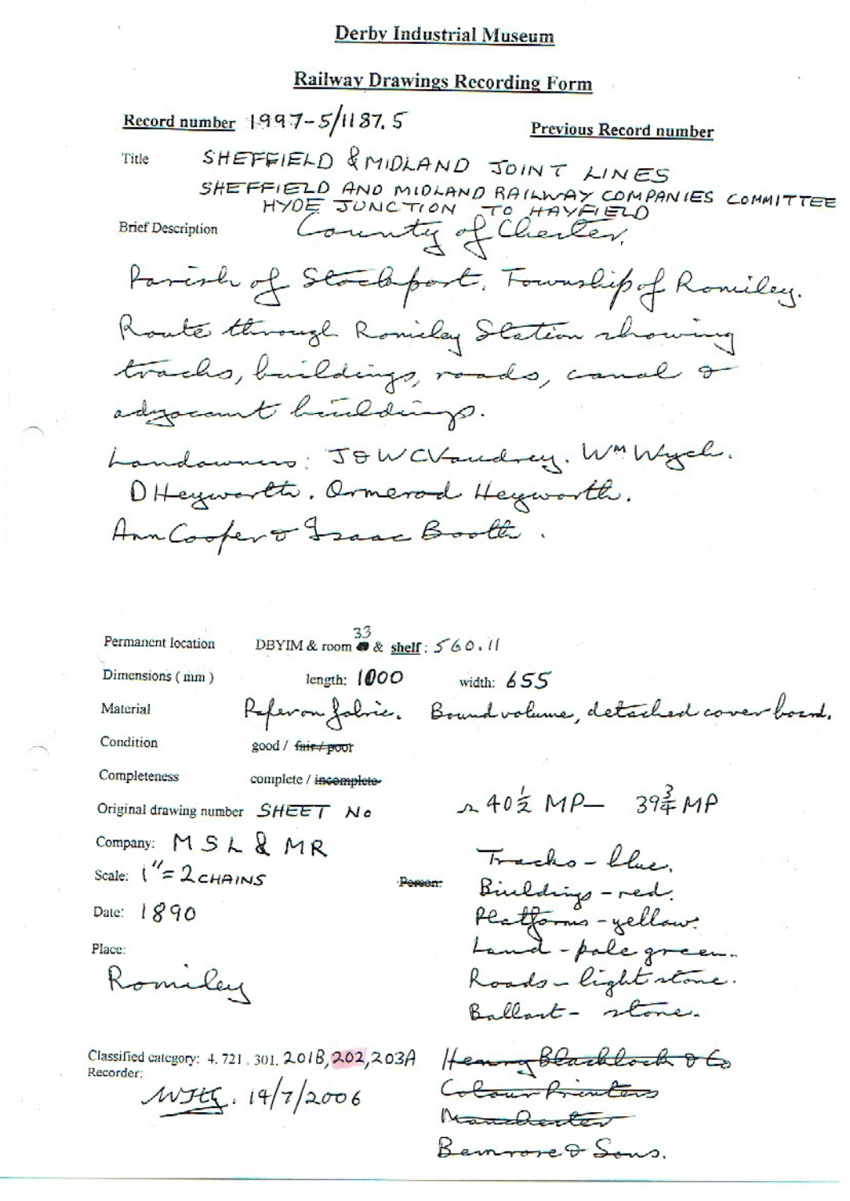# Derby Industrial Museum

## Railway Drawings Recording Form

**Record number** 1997-5/1187.5

**Previous Record number**

Title SHEFFIELD & MIDLAND JOINT LINES
SHEFFIELD AND MIDLAND RAILWAY COMPANIES COMMITTEE
HYDE JUNCTION TO HAYFIELD

Brief Description County of Chester.
Parish of Stockport. Township of Romiley.
Route through Romiley Station showing tracks, buildings, roads, canal & adjacent buildings.
Landowners: J & W C Vaudrey. Wm Wych. D Heyworth. Ormerod Heyworth. Ann Cooper & Isaac Booth.

Permanent location DBYIM & room 33 & shelf: 560.11

Dimensions (mm) length: 1000 width: 655

Material Paper on fabric. Bound volume, detached cover board.

Condition good / ~~fair / poor~~

Completeness complete / ~~incomplete~~

Original drawing number SHEET No ~ 40½ MP — 39¾ MP

Company: MSL & MR

Scale: 1" = 2 CHAINS

Date: 1890

Place:
Romiley

~~Person:~~
Tracks - blue.
Buildings - red.
Platforms - yellow.
Land - pale green.
Roads - light stone.
Ballast - stone.

Classified category: 4.721.301.201B, 202, 203A

Recorder:
WJHG. 14/7/2006

~~Henry Blacklock & Co~~
~~Colour Printers~~
~~Manchester~~
Bemrose & Sons.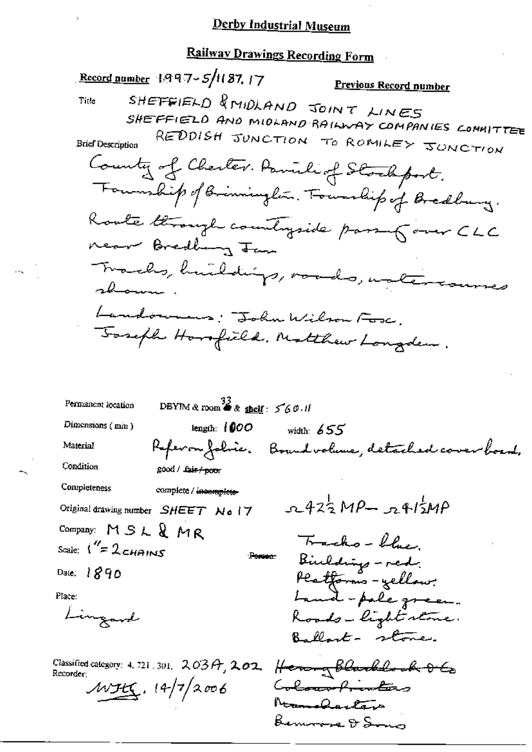# Derby Industrial Museum

## Railway Drawings Recording Form

**Record number** 1997-5/1187.17

**Previous Record number**

Title SHEFFIELD & MIDLAND JOINT LINES
SHEFFIELD AND MIDLAND RAILWAY COMPANIES COMMITTEE
REDDISH JUNCTION TO ROMILEY JUNCTION

Brief Description

County of Chester. Parish of Stockport.
Township of Brinnington. Township of Bredbury.
Route through countryside passing over CLC near Bredbury Jcn.
Tracks, buildings, roads, watercourses shown.

Landowners: John Wilson Fosc.
Joseph Horsfield. Matthew Longden.

Permanent location DBYIM & room 33 & shelf: 560.11

Dimensions (mm) length: 1000 width: 655

Material Ferro on fabric. Bound volume, detached cover board.

Condition good / ~~fair / poor~~

Completeness complete / ~~incomplete~~

Original drawing number SHEET No 17 $\mathcal{R}$ 42½ MP – $\mathcal{R}$ 41½ MP

Company: M S L & MR

Scale: 1" = 2 CHAINS

~~Person:~~

Date: 1890

Place:
Lingard

Tracks - blue.
Buildings - red.
Platforms - yellow.
Land - pale green.
Roads - light stone.
Ballast - stone.

Classified category: 4. 721. 301. 203A, 202.

~~Henry Blacklock & Co~~
~~Colour Printers~~
~~Manchester~~
Bemrose & Sons

Recorder:
WJHG. 14/7/2006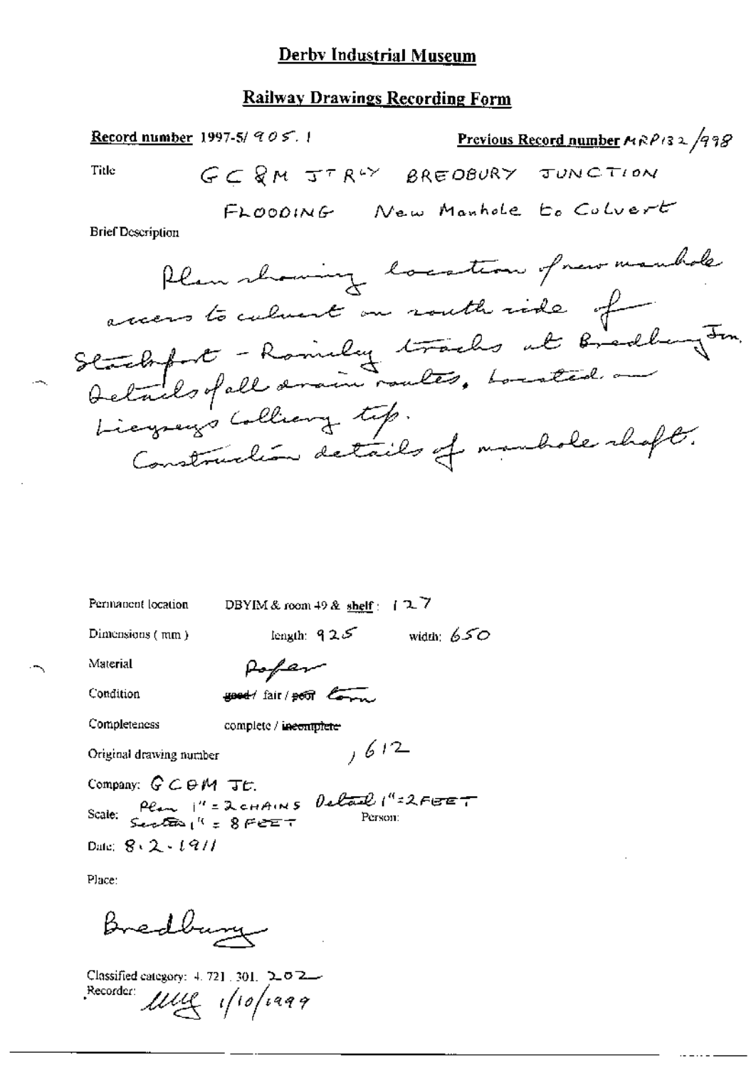# Derby Industrial Museum

## Railway Drawings Recording Form

**Record number** 1997-5/ 905. 1

**Previous Record number** MRP132/998

Title: GC & M JT R^LY BREDBURY JUNCTION FLOODING New Manhole to Culvert

Brief Description

Plan showing location of new manhole access to culvert on south side of Stockport - Romiley tracks at Bredbury Jn. Details of all drain routes, located on Lingards Colliery tip. Construction details of manhole shaft.

Permanent location: DBYIM & room 49 & shelf: 127

Dimensions (mm): length: 925 width: 650

Material: Paper

Condition: ~~good~~ / fair / ~~poor~~ torn

Completeness: complete / ~~incomplete~~

Original drawing number: , 612

Company: GC & M Jt.

Scale: Plan 1" = 2 CHAINS Detail 1" = 2 FEET Section 1" = 8 FEET

Person:

Date: 8.2.1911

Place:

Bredbury

Classified category: 4. 721. 301. 202

Recorder: MLG 1/10/1999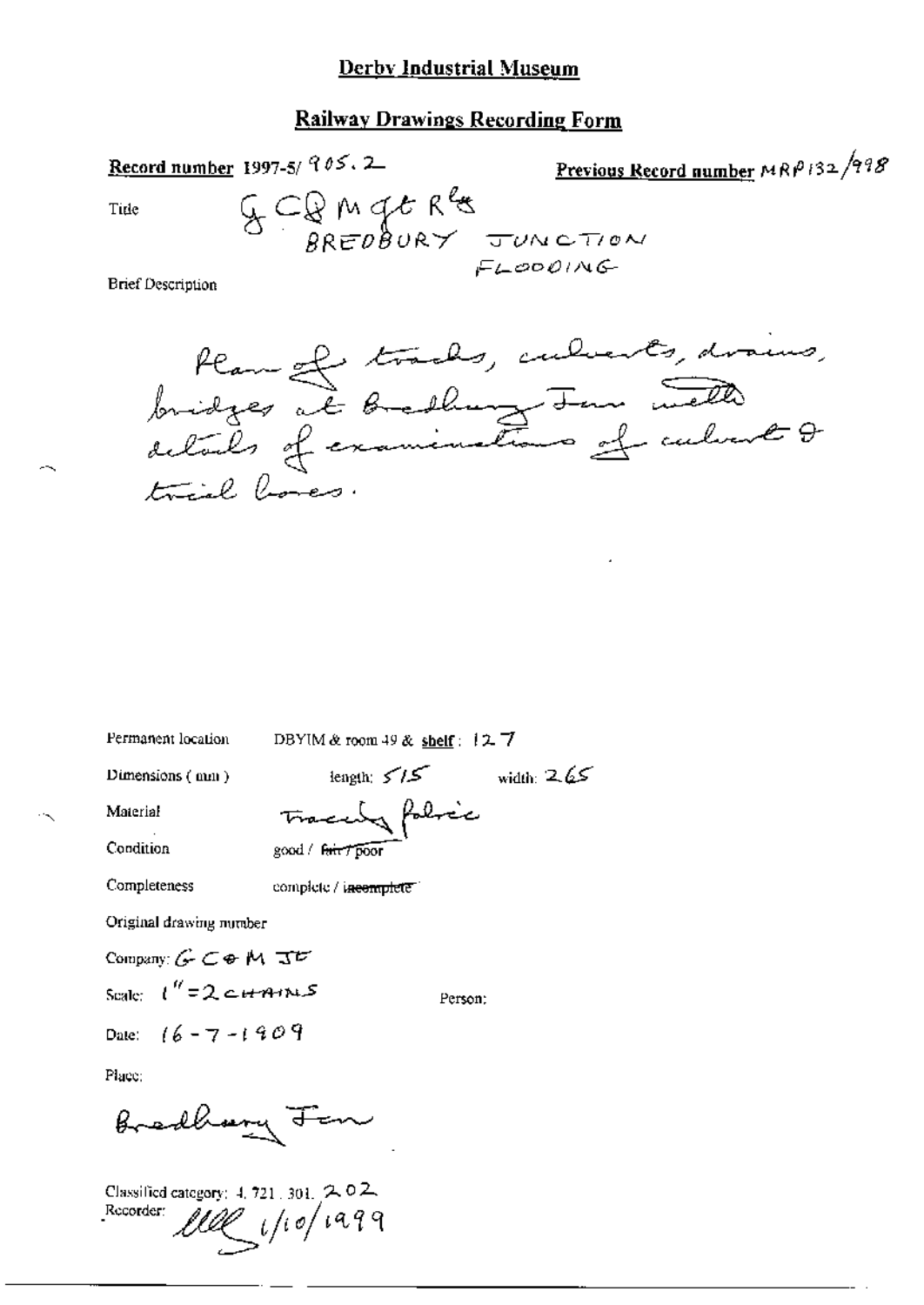# Derby Industrial Museum

## Railway Drawings Recording Form

**Record number** 1997-5/ 905.2

**Previous Record number** MRP132/998

Title GC&M Jt Rly
BREDBURY JUNCTION
FLOODING

Brief Description

Plan of tracks, culverts, drains, bridges at Bredbury Jun with details of examinations of culvert & trial holes.

Permanent location DBYIM & room 49 & **shelf**: 127

Dimensions (mm) length: 515 width: 265

Material Tracing fabric

Condition good / ~~fair / poor~~

Completeness complete / ~~incomplete~~

Original drawing number

Company: G C & M Jt

Scale: 1" = 2 CHAINS

Person:

Date: 16-7-1909

Place:

Bredbury Jun

Classified category: 4.721.301.202

Recorder: [initials] 1/10/1999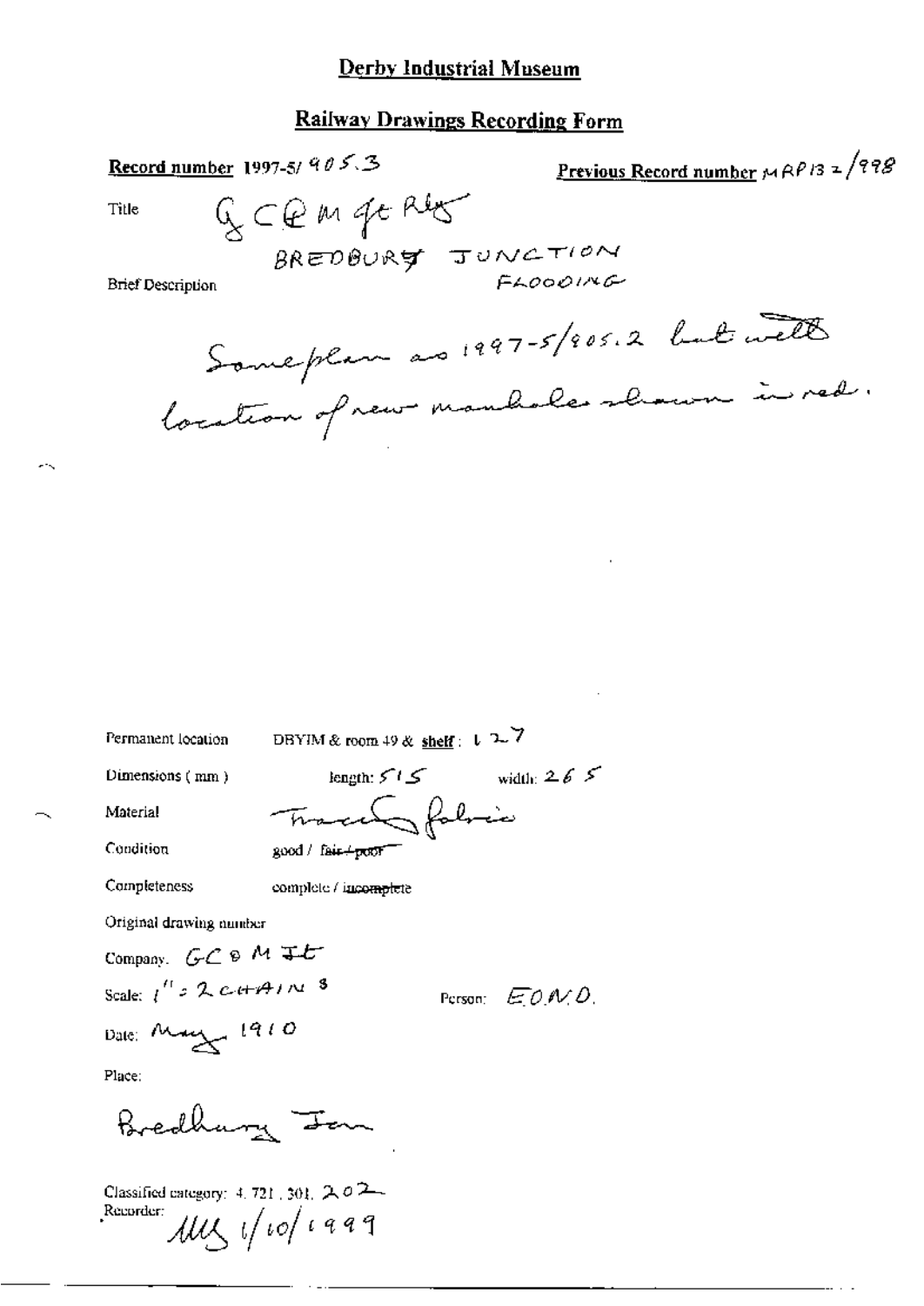# Derby Industrial Museum

## Railway Drawings Recording Form

**Record number** 1997-5/ 905.3

**Previous Record number** MRP132/998

Title G C & M Jt Rly

BREDBURY JUNCTION FLOODING

Brief Description

Same plan as 1997-5/905.2 but with location of new manholes shown in red.

Permanent location DBYIM & room 49 & **shelf**: L 27

Dimensions (mm) length: 515 width: 265

Material Tracing fabric

Condition good / ~~fair / poor~~

Completeness complete / ~~incomplete~~

Original drawing number

Company. GC & M Jt

Scale: 1" = 2 CHAINS

Person: E.O.N.D.

Date: May 1910

Place:

Bredbury Jn

Classified category: 4. 721. 301. 202

Recorder: MJS 1/10/1999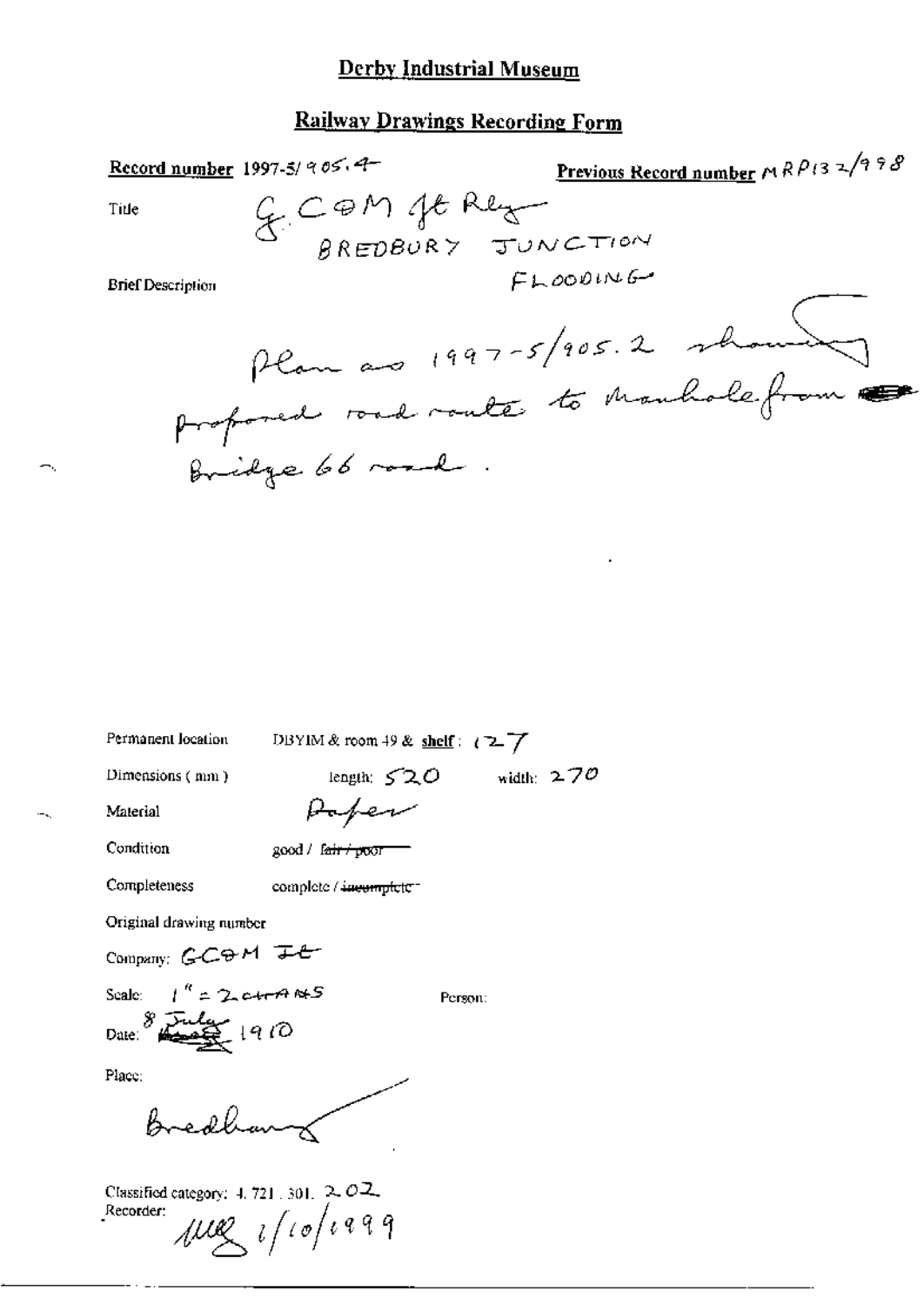# Derby Industrial Museum

## Railway Drawings Recording Form

**Record number** 1997-5/905.4

**Previous Record number** MRP132/998

Title

G.C&M Jt Rly
BREDBURY JUNCTION
FLOODING

Brief Description

Plan as 1997-5/905.2 showing proposed road route to Manhole from Bridge 66 road.

Permanent location DBYIM & room 49 & **shelf**: 127

Dimensions (mm) length: 520 width: 270

Material Paper

Condition good / ~~fair / poor~~

Completeness complete / ~~incomplete~~

Original drawing number

Company: GC&M Jt

Scale: 1" = 2 chains

Person:

Date: 8 July ~~August~~ 1910

Place:

Bredbury

Classified category: 4.721.301.202

Recorder: MQ 1/10/1999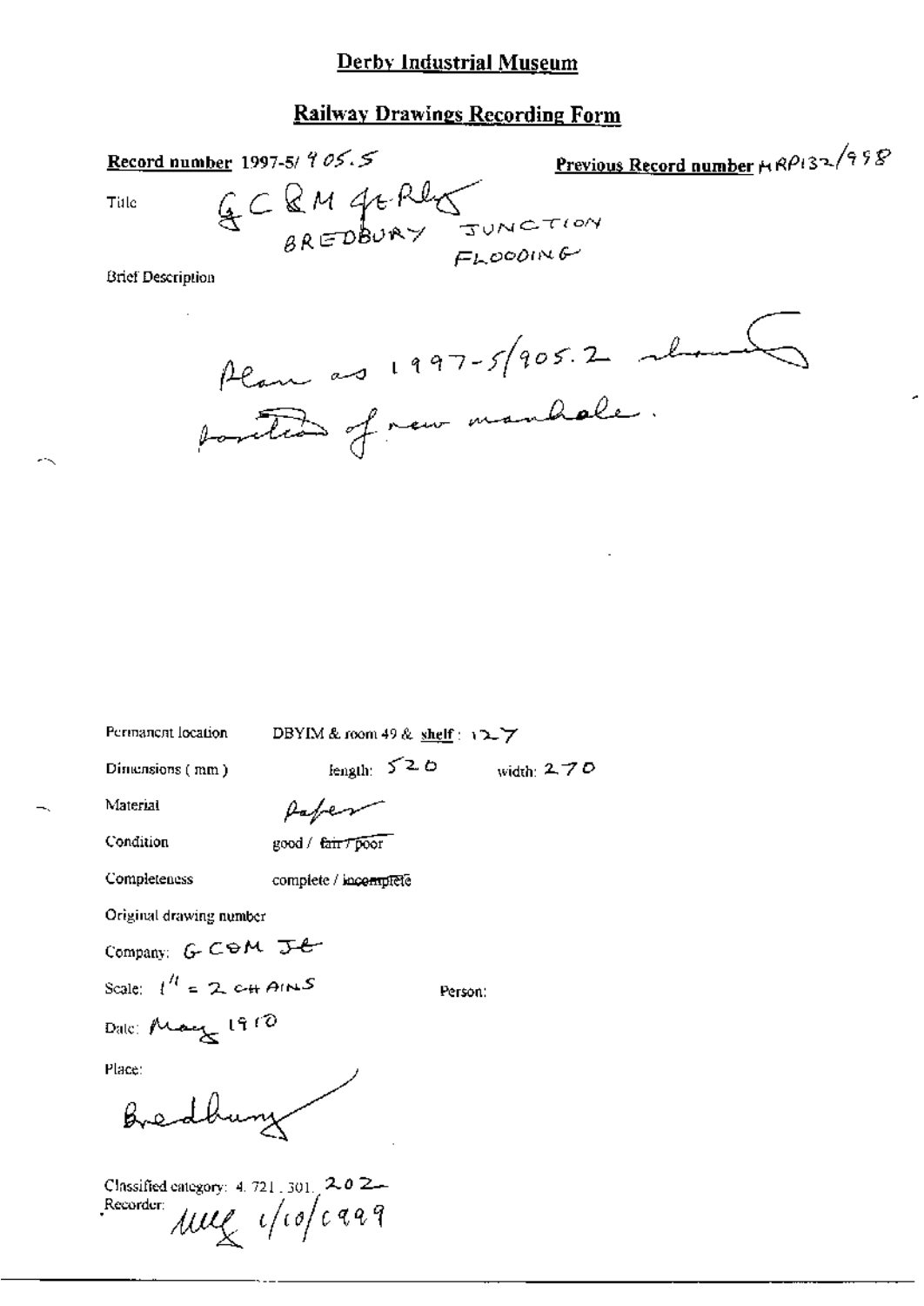# Derby Industrial Museum

## Railway Drawings Recording Form

**Record number** 1997-5/ 905.5

**Previous Record number** MRP132/958

Title GC&M Jt Rly
BREDBURY JUNCTION
FLOODING

Brief Description

Plan as 1997-5/905.2 showing position of new manhole.

Permanent location DBYIM & room 49 & shelf : 127

Dimensions ( mm ) length: 520 width: 270

Material Paper

Condition good / ~~fair / poor~~

Completeness complete / ~~incomplete~~

Original drawing number

Company: GC&M Jt

Scale: 1" = 2 CHAINS

Person:

Date: May 1910

Place:

Bredbury

Classified category: 4. 721 . 301. 202

Recorder: MEG 1/10/1999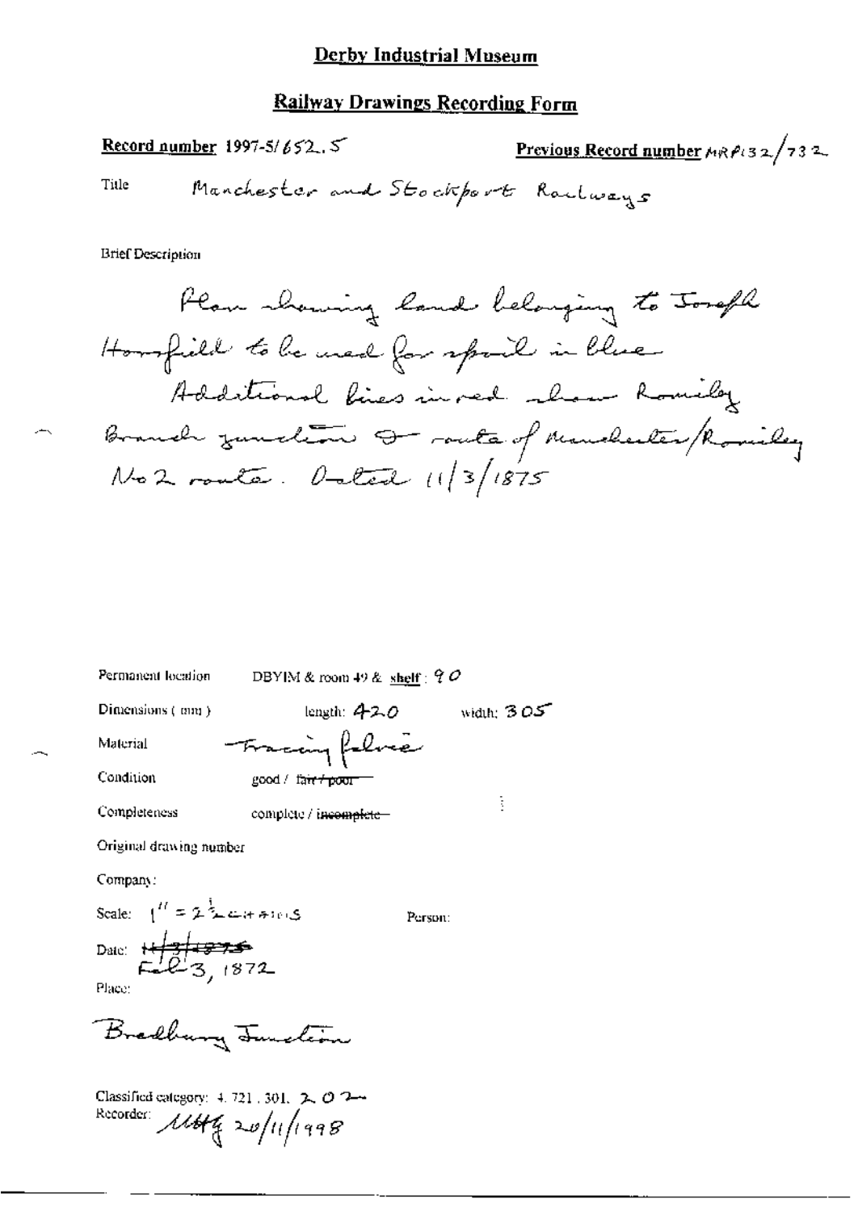# Derby Industrial Museum

## Railway Drawings Recording Form

**Record number** 1997-5/652.5

**Previous Record number** MRP132/732

Title Manchester and Stockport Railways

Brief Description

Plan showing land belonging to Joseph Horsfield to be used for spoil in blue. Additional lines in red show Romiley Branch junction & route of Manchester/Romiley No 2 route. Dated 11/3/1875

Permanent location DBYIM & room 49 & shelf: 90

Dimensions (mm) length: 420 width: 305

Material Tracing fabric

Condition good / ~~fair / poor~~

Completeness complete / ~~incomplete~~

Original drawing number

Company:

Scale: 1" = 2½ chains

Person:

Date: ~~11/3/1875~~ Feb 3, 1872

Place:

Bredbury Junction

Classified category: 4.721.301.202

Recorder: MH 20/11/1998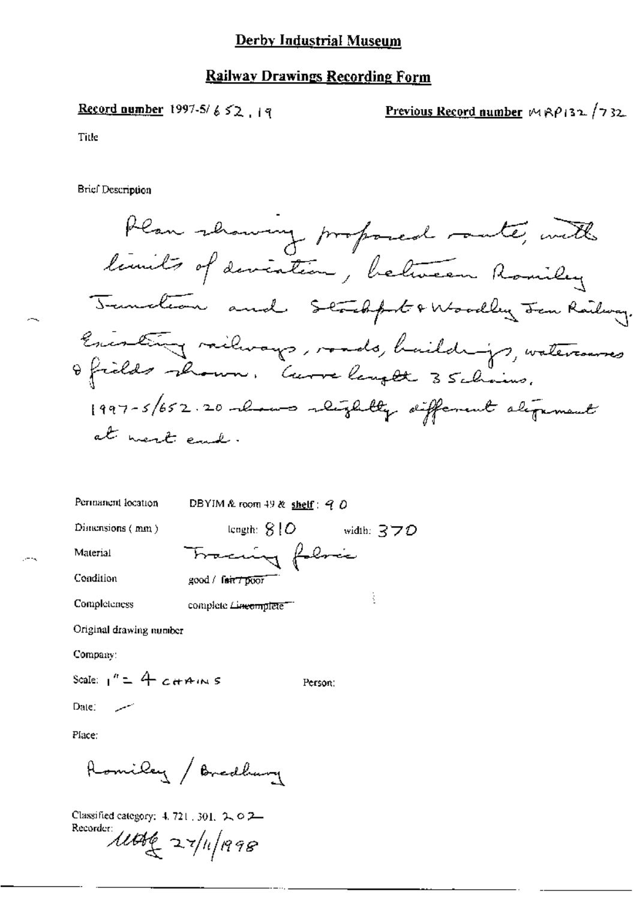# Derby Industrial Museum

## Railway Drawings Recording Form

**Record number** 1997-5/652.19

**Previous Record number** MRP132/732

Title

Brief Description

Plan showing proposed route, with limits of deviation, between Romiley Junction and Stockport & Woodley Jcn Railway. Existing railways, roads, buildings, watercourses & fields shown. Curve length 35 chains. 1997-5/652.20 shows slightly different alignment at west end.

Permanent location DBYIM & room 49 & shelf: 90

Dimensions (mm) length: 810 width: 370

Material Tracing fabric

Condition good / ~~fair / poor~~

Completeness complete / ~~incomplete~~

Original drawing number

Company:

Scale: 1" = 4 CHAINS

Person:

Date: —

Place:

Romiley / Bredbury

Classified category: 4.721.301.2.02

Recorder: MAG 27/11/1998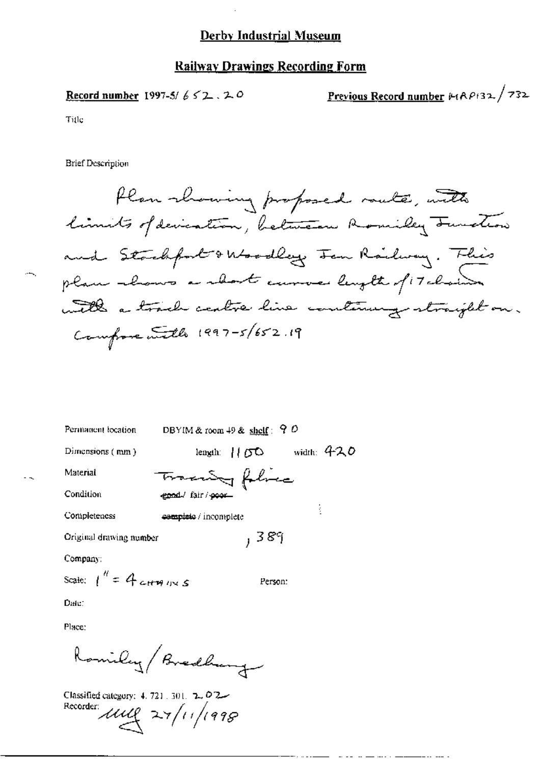# Derby Industrial Museum

## Railway Drawings Recording Form

**Record number** 1997-5/652.20

**Previous Record number** MAP132/732

Title

Brief Description

Plan showing proposed route, with limits of deviation, between Romiley Junction and Stockport & Woodley Jcn Railway. This plan shows a short curve length of 17 chains with a track centre line continuing straight on. Compare with 1997-5/652.19

Permanent location: DBYIM & room 49 & shelf: 90

Dimensions (mm): length: 1150 width: 420

Material: Tracing fabric

Condition: ~~good~~ / fair / ~~poor~~

Completeness: ~~complete~~ / incomplete

Original drawing number: , 389

Company:

Scale: 1" = 4 CHAINS

Person:

Date:

Place:

Romiley / Bredbury

Classified category: 4.721.301.202

Recorder: MUG 27/11/1998